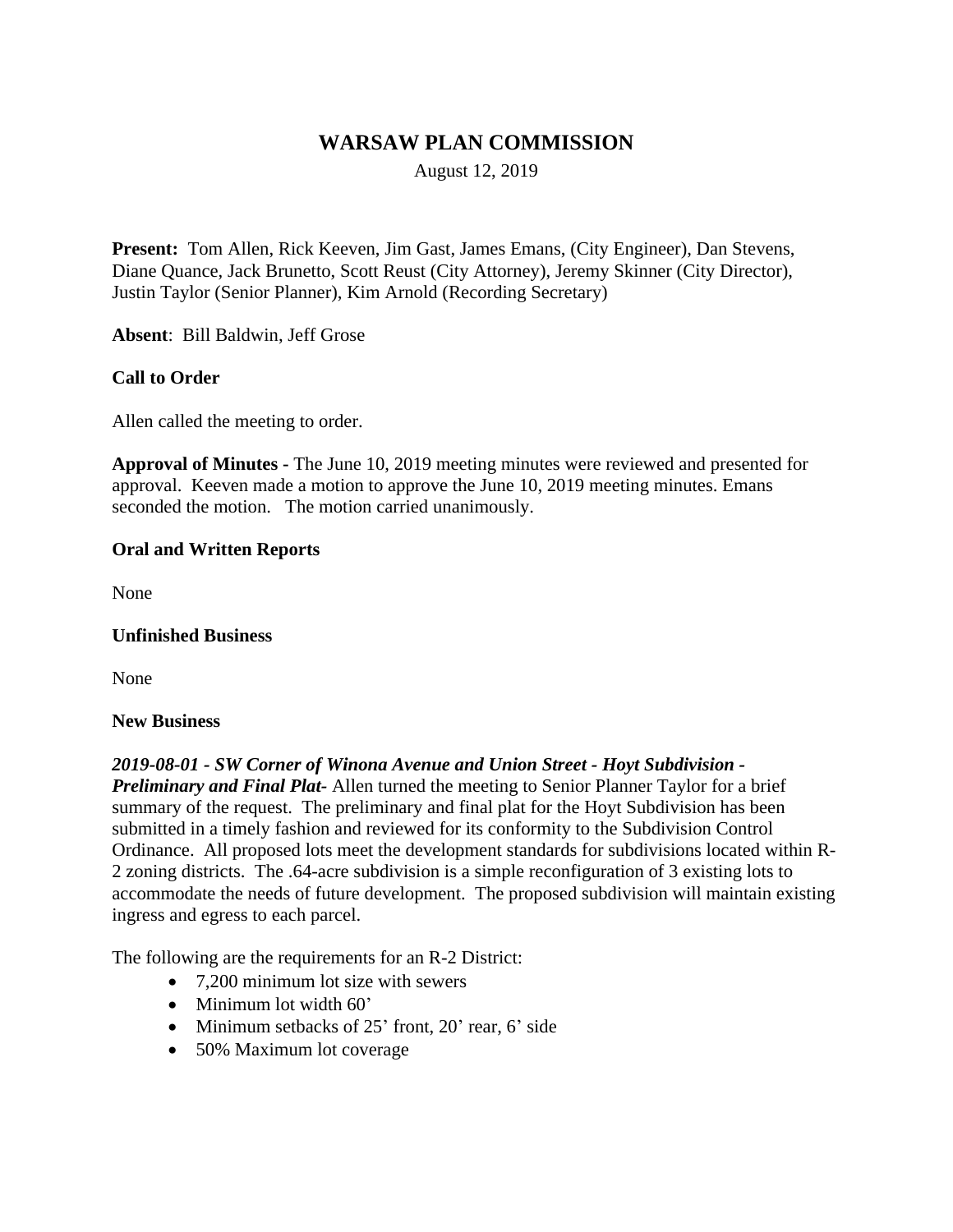# WARSAW PLAN COMMISSION

August 12, 2019

**Present:** Tom Allen, Rick Keeven, Jim Gast, James Emans, (City Engineer), Dan Stevens, Diane Quance, Jack Brunetto, Scott Reust (City Attorney), Jeremy Skinner (City Director), Justin Taylor (Senior Planner), Kim Arnold (Recording Secretary)

**Absent**: Bill Baldwin, Jeff Grose

**Call to Order**

Allen called the meeting to order.

**Approval of Minutes -** The June 10, 2019 meeting minutes were reviewed and presented for approval. Keeven made a motion to approve the June 10, 2019 meeting minutes. Emans seconded the motion. The motion carried unanimously.

**Oral and Written Reports**

None

**Unfinished Business**

None

**New Business**

***2019-08-01 - SW Corner of Winona Avenue and Union Street - Hoyt Subdivision - Preliminary and Final Plat-*** Allen turned the meeting to Senior Planner Taylor for a brief summary of the request. The preliminary and final plat for the Hoyt Subdivision has been submitted in a timely fashion and reviewed for its conformity to the Subdivision Control Ordinance. All proposed lots meet the development standards for subdivisions located within R-2 zoning districts. The .64-acre subdivision is a simple reconfiguration of 3 existing lots to accommodate the needs of future development. The proposed subdivision will maintain existing ingress and egress to each parcel.

The following are the requirements for an R-2 District:

- 7,200 minimum lot size with sewers
- Minimum lot width 60'
- Minimum setbacks of 25' front, 20' rear, 6' side
- 50% Maximum lot coverage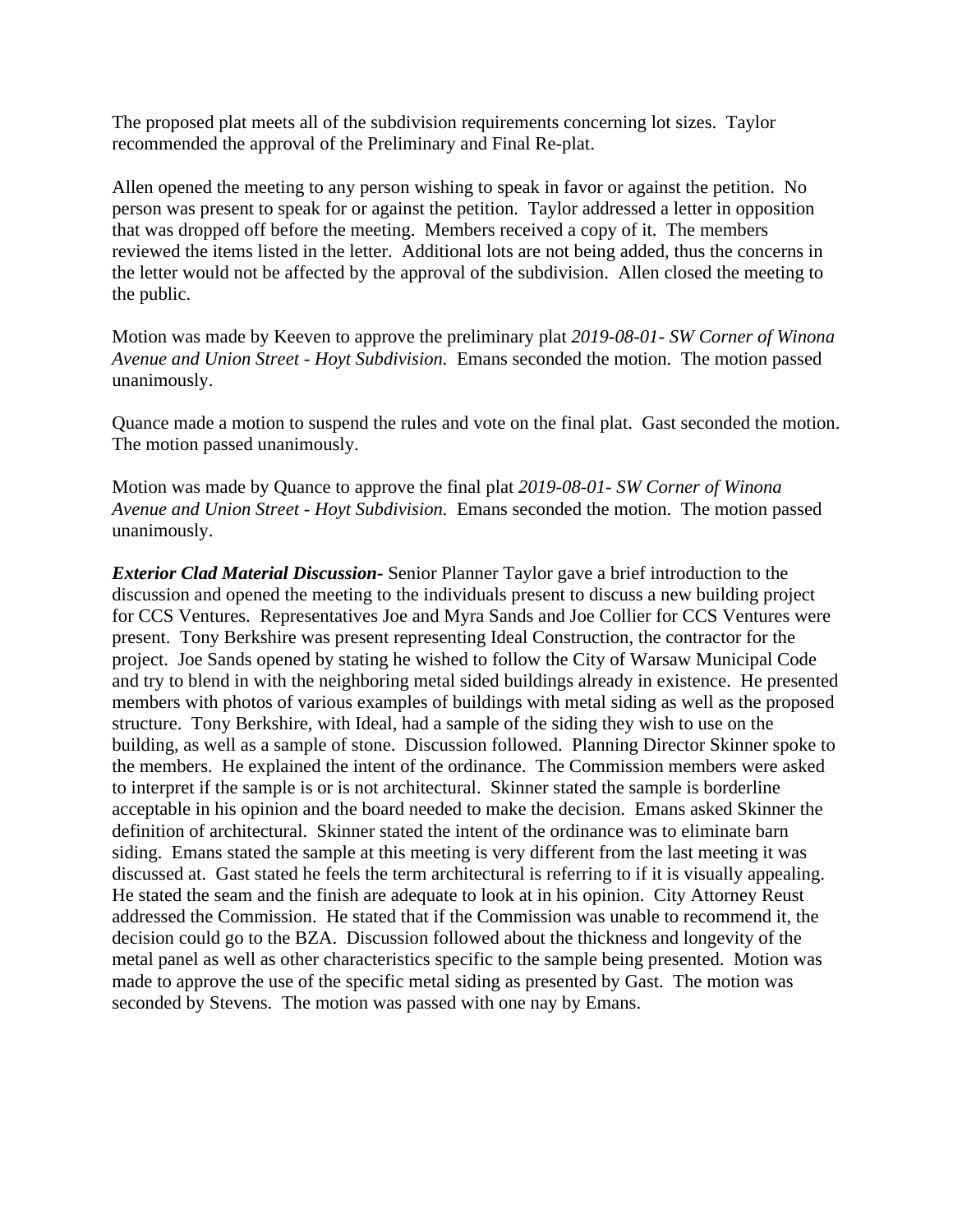The proposed plat meets all of the subdivision requirements concerning lot sizes. Taylor recommended the approval of the Preliminary and Final Re-plat.

Allen opened the meeting to any person wishing to speak in favor or against the petition. No person was present to speak for or against the petition. Taylor addressed a letter in opposition that was dropped off before the meeting. Members received a copy of it. The members reviewed the items listed in the letter. Additional lots are not being added, thus the concerns in the letter would not be affected by the approval of the subdivision. Allen closed the meeting to the public.

Motion was made by Keeven to approve the preliminary plat *2019-08-01- SW Corner of Winona Avenue and Union Street - Hoyt Subdivision.* Emans seconded the motion. The motion passed unanimously.

Quance made a motion to suspend the rules and vote on the final plat. Gast seconded the motion. The motion passed unanimously.

Motion was made by Quance to approve the final plat *2019-08-01- SW Corner of Winona Avenue and Union Street - Hoyt Subdivision.* Emans seconded the motion. The motion passed unanimously.

***Exterior Clad Material Discussion-*** Senior Planner Taylor gave a brief introduction to the discussion and opened the meeting to the individuals present to discuss a new building project for CCS Ventures. Representatives Joe and Myra Sands and Joe Collier for CCS Ventures were present. Tony Berkshire was present representing Ideal Construction, the contractor for the project. Joe Sands opened by stating he wished to follow the City of Warsaw Municipal Code and try to blend in with the neighboring metal sided buildings already in existence. He presented members with photos of various examples of buildings with metal siding as well as the proposed structure. Tony Berkshire, with Ideal, had a sample of the siding they wish to use on the building, as well as a sample of stone. Discussion followed. Planning Director Skinner spoke to the members. He explained the intent of the ordinance. The Commission members were asked to interpret if the sample is or is not architectural. Skinner stated the sample is borderline acceptable in his opinion and the board needed to make the decision. Emans asked Skinner the definition of architectural. Skinner stated the intent of the ordinance was to eliminate barn siding. Emans stated the sample at this meeting is very different from the last meeting it was discussed at. Gast stated he feels the term architectural is referring to if it is visually appealing. He stated the seam and the finish are adequate to look at in his opinion. City Attorney Reust addressed the Commission. He stated that if the Commission was unable to recommend it, the decision could go to the BZA. Discussion followed about the thickness and longevity of the metal panel as well as other characteristics specific to the sample being presented. Motion was made to approve the use of the specific metal siding as presented by Gast. The motion was seconded by Stevens. The motion was passed with one nay by Emans.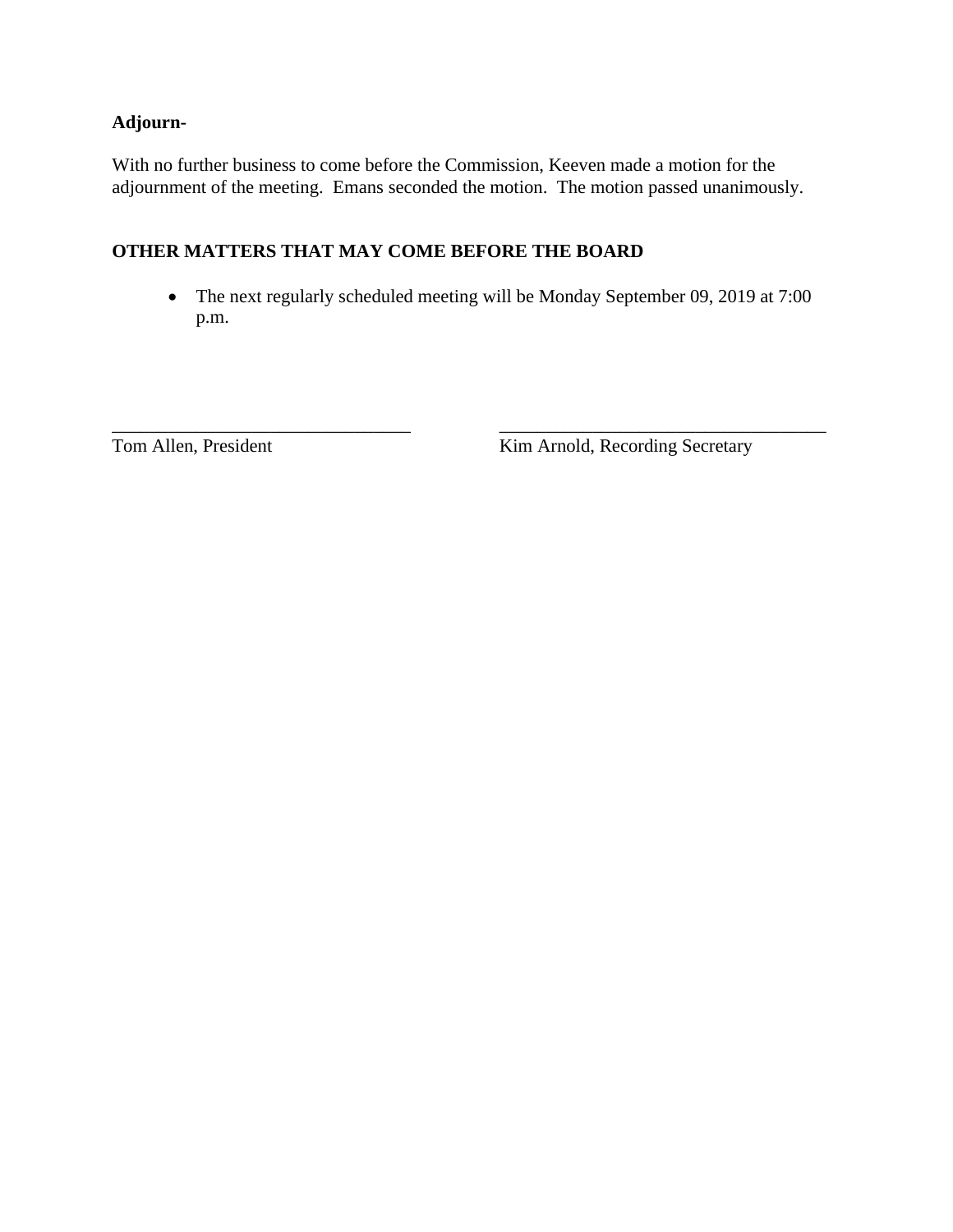**Adjourn-**

With no further business to come before the Commission, Keeven made a motion for the adjournment of the meeting. Emans seconded the motion. The motion passed unanimously.

**OTHER MATTERS THAT MAY COME BEFORE THE BOARD**

- The next regularly scheduled meeting will be Monday September 09, 2019 at 7:00 p.m.

| | |
|---|---|
| ________________________________ | ___________________________________ |
| Tom Allen, President | Kim Arnold, Recording Secretary |